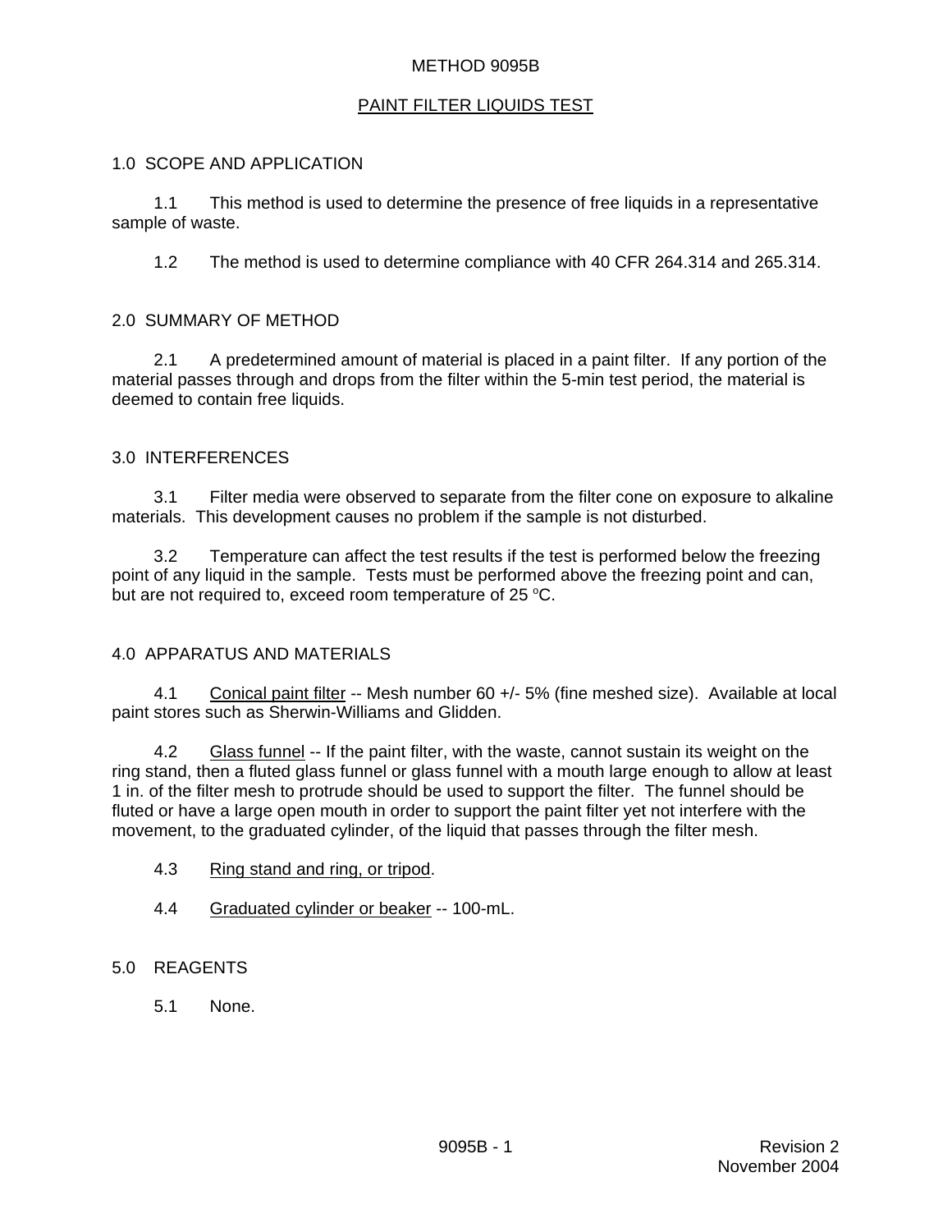# METHOD 9095B

## PAINT FILTER LIQUIDS TEST

### 1.0 SCOPE AND APPLICATION

1.1 This method is used to determine the presence of free liquids in a representative sample of waste.

1.2 The method is used to determine compliance with 40 CFR 264.314 and 265.314.

### 2.0 SUMMARY OF METHOD

2.1 A predetermined amount of material is placed in a paint filter. If any portion of the material passes through and drops from the filter within the 5-min test period, the material is deemed to contain free liquids.

### 3.0 INTERFERENCES

3.1 Filter media were observed to separate from the filter cone on exposure to alkaline materials. This development causes no problem if the sample is not disturbed.

3.2 Temperature can affect the test results if the test is performed below the freezing point of any liquid in the sample. Tests must be performed above the freezing point and can, but are not required to, exceed room temperature of 25 $^{o}$C.

### 4.0 APPARATUS AND MATERIALS

4.1 Conical paint filter -- Mesh number 60 +/- 5% (fine meshed size). Available at local paint stores such as Sherwin-Williams and Glidden.

4.2 Glass funnel -- If the paint filter, with the waste, cannot sustain its weight on the ring stand, then a fluted glass funnel or glass funnel with a mouth large enough to allow at least 1 in. of the filter mesh to protrude should be used to support the filter. The funnel should be fluted or have a large open mouth in order to support the paint filter yet not interfere with the movement, to the graduated cylinder, of the liquid that passes through the filter mesh.

4.3 Ring stand and ring, or tripod.

4.4 Graduated cylinder or beaker -- 100-mL.

### 5.0 REAGENTS

5.1 None.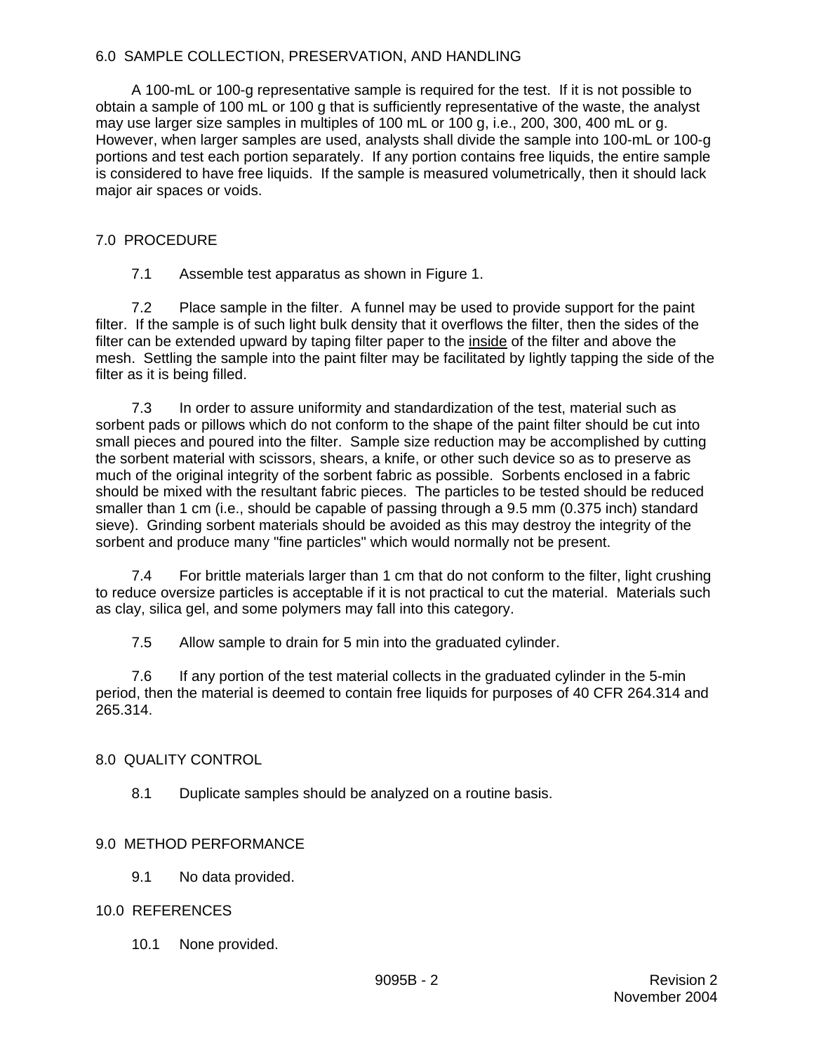## 6.0 SAMPLE COLLECTION, PRESERVATION, AND HANDLING

A 100-mL or 100-g representative sample is required for the test. If it is not possible to obtain a sample of 100 mL or 100 g that is sufficiently representative of the waste, the analyst may use larger size samples in multiples of 100 mL or 100 g, i.e., 200, 300, 400 mL or g. However, when larger samples are used, analysts shall divide the sample into 100-mL or 100-g portions and test each portion separately. If any portion contains free liquids, the entire sample is considered to have free liquids. If the sample is measured volumetrically, then it should lack major air spaces or voids.

## 7.0 PROCEDURE

7.1 Assemble test apparatus as shown in Figure 1.

7.2 Place sample in the filter. A funnel may be used to provide support for the paint filter. If the sample is of such light bulk density that it overflows the filter, then the sides of the filter can be extended upward by taping filter paper to the <u>inside</u> of the filter and above the mesh. Settling the sample into the paint filter may be facilitated by lightly tapping the side of the filter as it is being filled.

7.3 In order to assure uniformity and standardization of the test, material such as sorbent pads or pillows which do not conform to the shape of the paint filter should be cut into small pieces and poured into the filter. Sample size reduction may be accomplished by cutting the sorbent material with scissors, shears, a knife, or other such device so as to preserve as much of the original integrity of the sorbent fabric as possible. Sorbents enclosed in a fabric should be mixed with the resultant fabric pieces. The particles to be tested should be reduced smaller than 1 cm (i.e., should be capable of passing through a 9.5 mm (0.375 inch) standard sieve). Grinding sorbent materials should be avoided as this may destroy the integrity of the sorbent and produce many "fine particles" which would normally not be present.

7.4 For brittle materials larger than 1 cm that do not conform to the filter, light crushing to reduce oversize particles is acceptable if it is not practical to cut the material. Materials such as clay, silica gel, and some polymers may fall into this category.

7.5 Allow sample to drain for 5 min into the graduated cylinder.

7.6 If any portion of the test material collects in the graduated cylinder in the 5-min period, then the material is deemed to contain free liquids for purposes of 40 CFR 264.314 and 265.314.

## 8.0 QUALITY CONTROL

8.1 Duplicate samples should be analyzed on a routine basis.

## 9.0 METHOD PERFORMANCE

9.1 No data provided.

## 10.0 REFERENCES

10.1 None provided.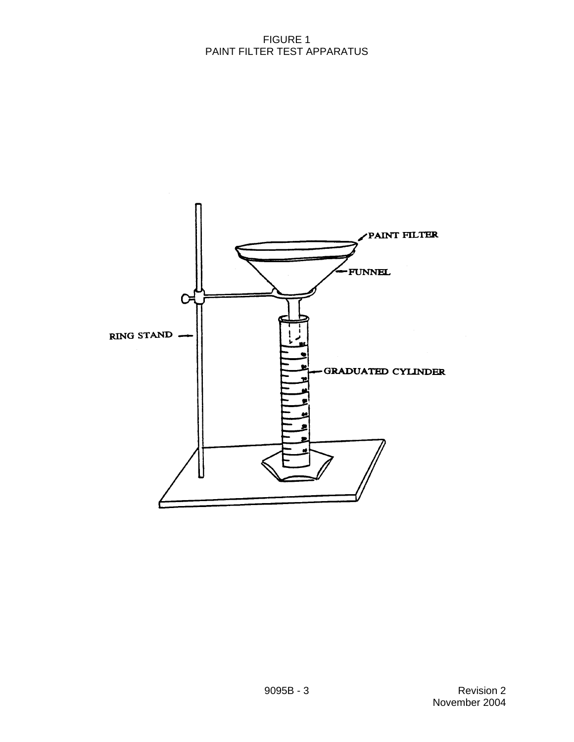FIGURE 1
PAINT FILTER TEST APPARATUS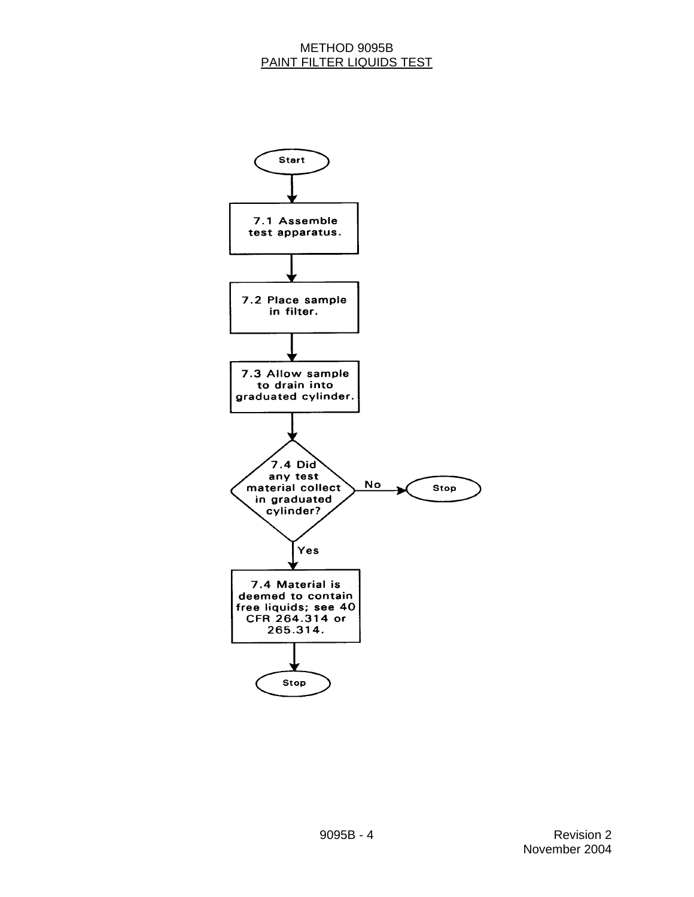METHOD 9095B
PAINT FILTER LIQUIDS TEST

Start

7.1 Assemble test apparatus.

7.2 Place sample in filter.

7.3 Allow sample to drain into graduated cylinder.

7.4 Did any test material collect in graduated cylinder?

No

Stop

Yes

7.4 Material is deemed to contain free liquids; see 40 CFR 264.314 or 265.314.

Stop